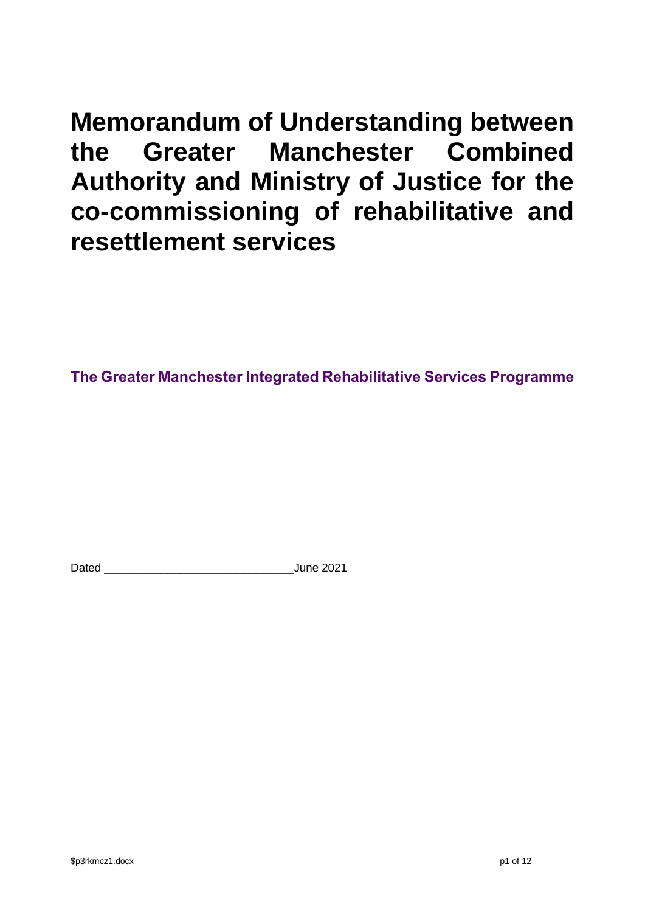# Memorandum of Understanding between the Greater Manchester Combined Authority and Ministry of Justice for the co-commissioning of rehabilitative and resettlement services

**The Greater Manchester Integrated Rehabilitative Services Programme**

Dated ____________________________June 2021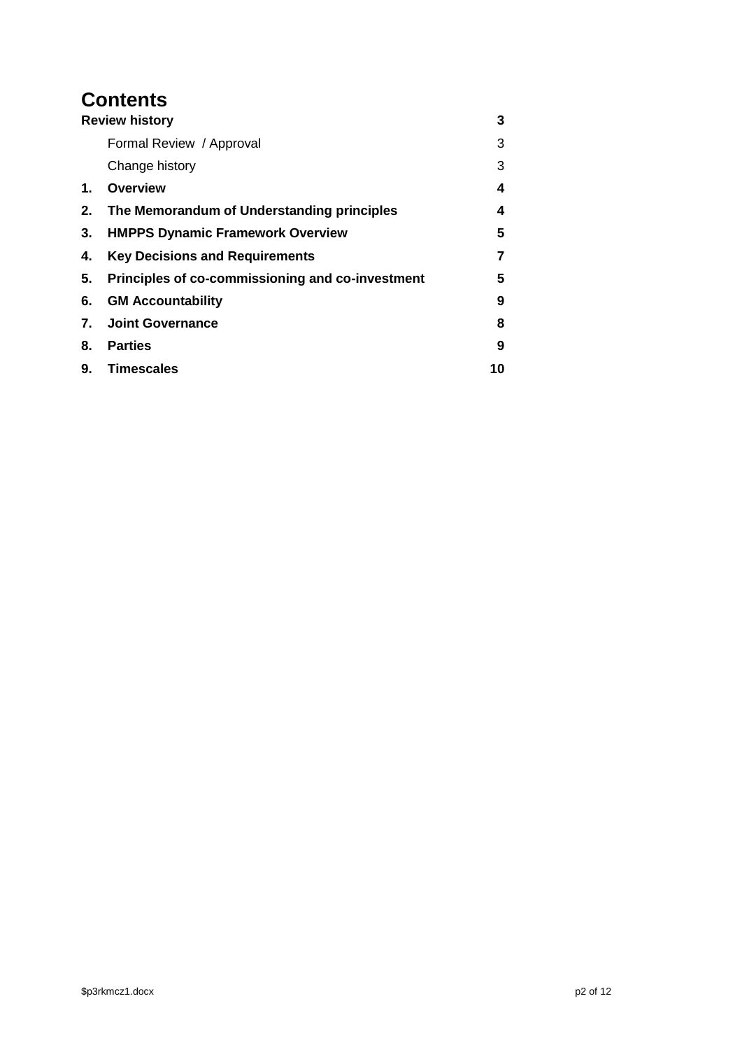# Contents

| | | |
|---|---|---|
| **Review history** | | **3** |
| | Formal Review / Approval | 3 |
| | Change history | 3 |
| **1.** | **Overview** | **4** |
| **2.** | **The Memorandum of Understanding principles** | **4** |
| **3.** | **HMPPS Dynamic Framework Overview** | **5** |
| **4.** | **Key Decisions and Requirements** | **7** |
| **5.** | **Principles of co-commissioning and co-investment** | **5** |
| **6.** | **GM Accountability** | **9** |
| **7.** | **Joint Governance** | **8** |
| **8.** | **Parties** | **9** |
| **9.** | **Timescales** | **10** |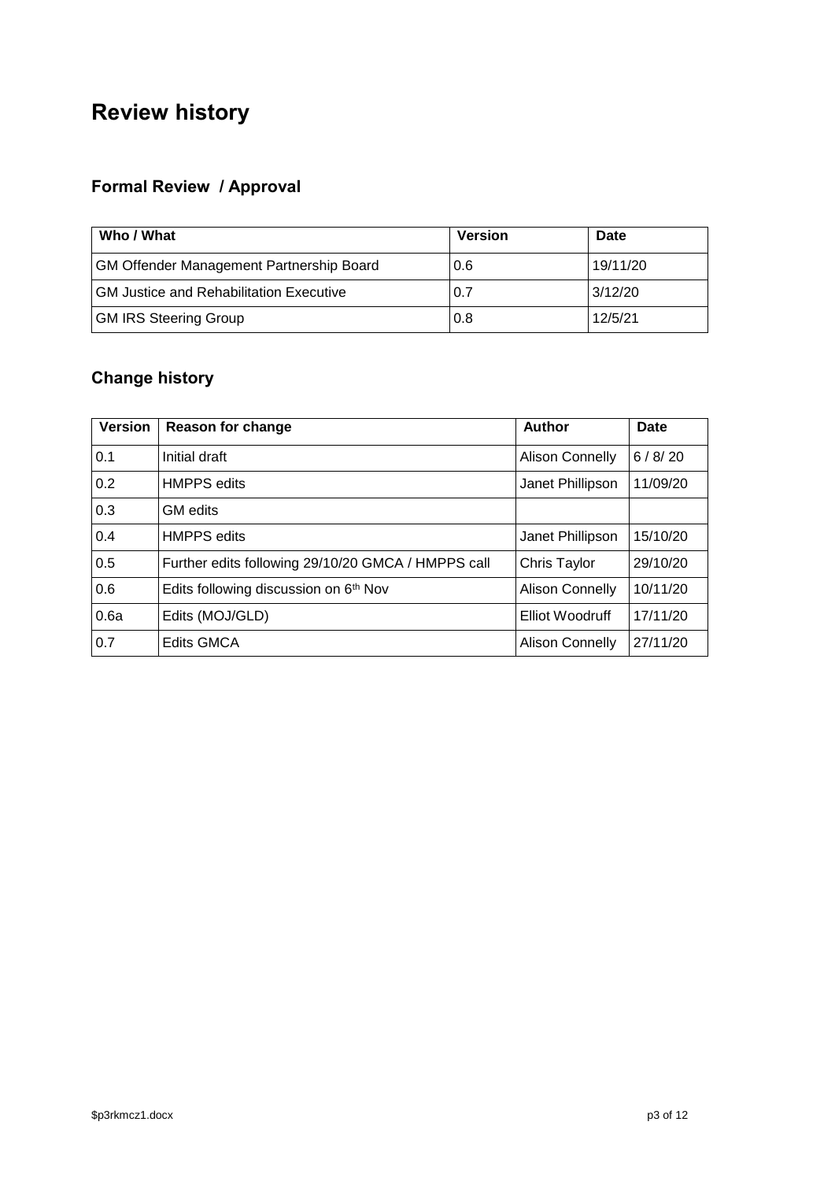# Review history

## Formal Review / Approval

| Who / What | Version | Date |
|---|---|---|
| GM Offender Management Partnership Board | 0.6 | 19/11/20 |
| GM Justice and Rehabilitation Executive | 0.7 | 3/12/20 |
| GM IRS Steering Group | 0.8 | 12/5/21 |

## Change history

| Version | Reason for change | Author | Date |
|---|---|---|---|
| 0.1 | Initial draft | Alison Connelly | 6 / 8/ 20 |
| 0.2 | HMPPS edits | Janet Phillipson | 11/09/20 |
| 0.3 | GM edits | | |
| 0.4 | HMPPS edits | Janet Phillipson | 15/10/20 |
| 0.5 | Further edits following 29/10/20 GMCA / HMPPS call | Chris Taylor | 29/10/20 |
| 0.6 | Edits following discussion on 6th Nov | Alison Connelly | 10/11/20 |
| 0.6a | Edits (MOJ/GLD) | Elliot Woodruff | 17/11/20 |
| 0.7 | Edits GMCA | Alison Connelly | 27/11/20 |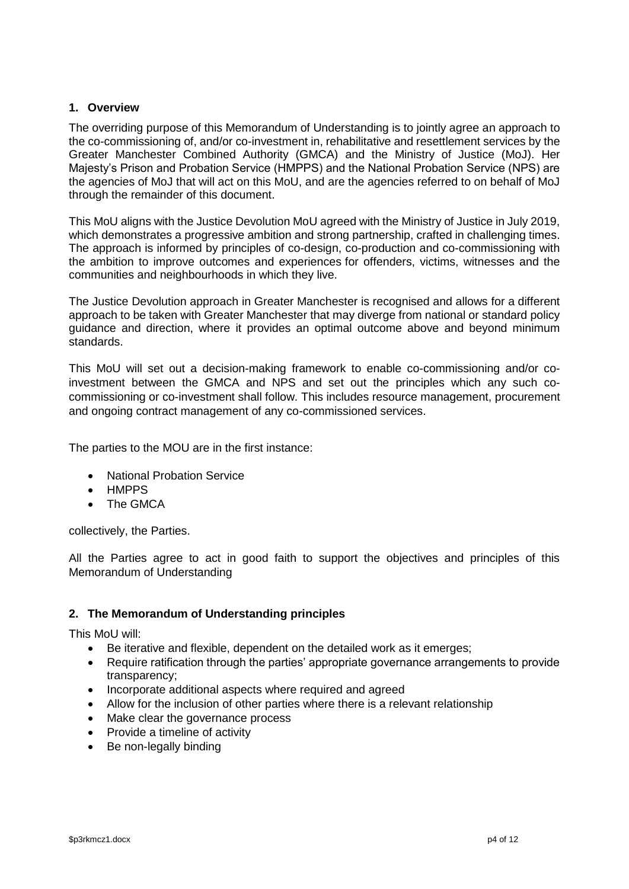## 1. Overview

The overriding purpose of this Memorandum of Understanding is to jointly agree an approach to the co-commissioning of, and/or co-investment in, rehabilitative and resettlement services by the Greater Manchester Combined Authority (GMCA) and the Ministry of Justice (MoJ). Her Majesty's Prison and Probation Service (HMPPS) and the National Probation Service (NPS) are the agencies of MoJ that will act on this MoU, and are the agencies referred to on behalf of MoJ through the remainder of this document.

This MoU aligns with the Justice Devolution MoU agreed with the Ministry of Justice in July 2019, which demonstrates a progressive ambition and strong partnership, crafted in challenging times. The approach is informed by principles of co-design, co-production and co-commissioning with the ambition to improve outcomes and experiences for offenders, victims, witnesses and the communities and neighbourhoods in which they live.

The Justice Devolution approach in Greater Manchester is recognised and allows for a different approach to be taken with Greater Manchester that may diverge from national or standard policy guidance and direction, where it provides an optimal outcome above and beyond minimum standards.

This MoU will set out a decision-making framework to enable co-commissioning and/or co-investment between the GMCA and NPS and set out the principles which any such co-commissioning or co-investment shall follow. This includes resource management, procurement and ongoing contract management of any co-commissioned services.

The parties to the MOU are in the first instance:

- National Probation Service
- HMPPS
- The GMCA

collectively, the Parties.

All the Parties agree to act in good faith to support the objectives and principles of this Memorandum of Understanding

## 2. The Memorandum of Understanding principles

This MoU will:

- Be iterative and flexible, dependent on the detailed work as it emerges;
- Require ratification through the parties' appropriate governance arrangements to provide transparency;
- Incorporate additional aspects where required and agreed
- Allow for the inclusion of other parties where there is a relevant relationship
- Make clear the governance process
- Provide a timeline of activity
- Be non-legally binding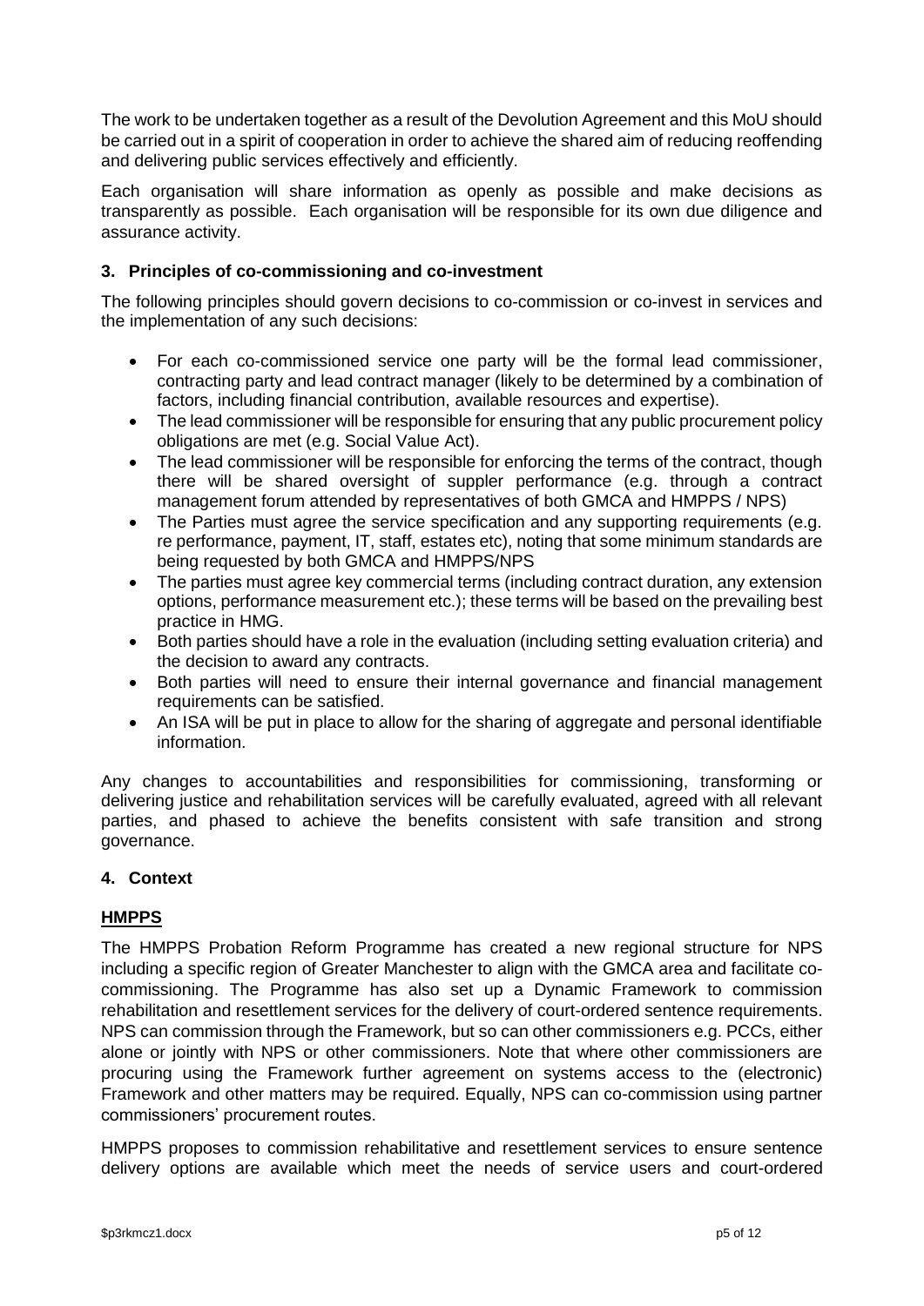The work to be undertaken together as a result of the Devolution Agreement and this MoU should be carried out in a spirit of cooperation in order to achieve the shared aim of reducing reoffending and delivering public services effectively and efficiently.

Each organisation will share information as openly as possible and make decisions as transparently as possible. Each organisation will be responsible for its own due diligence and assurance activity.

## 3. Principles of co-commissioning and co-investment

The following principles should govern decisions to co-commission or co-invest in services and the implementation of any such decisions:

- For each co-commissioned service one party will be the formal lead commissioner, contracting party and lead contract manager (likely to be determined by a combination of factors, including financial contribution, available resources and expertise).
- The lead commissioner will be responsible for ensuring that any public procurement policy obligations are met (e.g. Social Value Act).
- The lead commissioner will be responsible for enforcing the terms of the contract, though there will be shared oversight of suppler performance (e.g. through a contract management forum attended by representatives of both GMCA and HMPPS / NPS)
- The Parties must agree the service specification and any supporting requirements (e.g. re performance, payment, IT, staff, estates etc), noting that some minimum standards are being requested by both GMCA and HMPPS/NPS
- The parties must agree key commercial terms (including contract duration, any extension options, performance measurement etc.); these terms will be based on the prevailing best practice in HMG.
- Both parties should have a role in the evaluation (including setting evaluation criteria) and the decision to award any contracts.
- Both parties will need to ensure their internal governance and financial management requirements can be satisfied.
- An ISA will be put in place to allow for the sharing of aggregate and personal identifiable information.

Any changes to accountabilities and responsibilities for commissioning, transforming or delivering justice and rehabilitation services will be carefully evaluated, agreed with all relevant parties, and phased to achieve the benefits consistent with safe transition and strong governance.

## 4. Context

### HMPPS

The HMPPS Probation Reform Programme has created a new regional structure for NPS including a specific region of Greater Manchester to align with the GMCA area and facilitate co-commissioning. The Programme has also set up a Dynamic Framework to commission rehabilitation and resettlement services for the delivery of court-ordered sentence requirements. NPS can commission through the Framework, but so can other commissioners e.g. PCCs, either alone or jointly with NPS or other commissioners. Note that where other commissioners are procuring using the Framework further agreement on systems access to the (electronic) Framework and other matters may be required. Equally, NPS can co-commission using partner commissioners' procurement routes.

HMPPS proposes to commission rehabilitative and resettlement services to ensure sentence delivery options are available which meet the needs of service users and court-ordered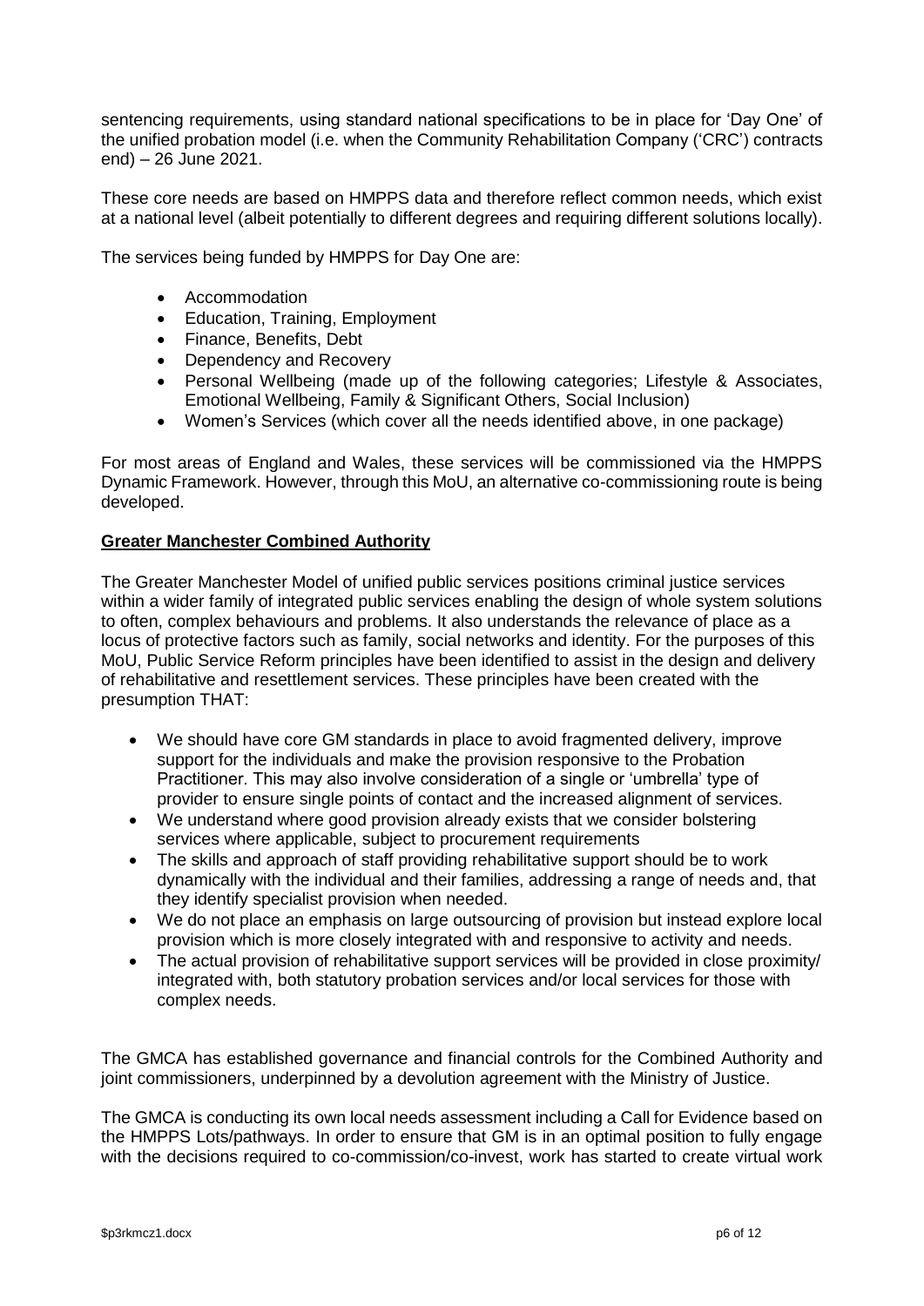sentencing requirements, using standard national specifications to be in place for 'Day One' of the unified probation model (i.e. when the Community Rehabilitation Company ('CRC') contracts end) – 26 June 2021.

These core needs are based on HMPPS data and therefore reflect common needs, which exist at a national level (albeit potentially to different degrees and requiring different solutions locally).

The services being funded by HMPPS for Day One are:

- Accommodation
- Education, Training, Employment
- Finance, Benefits, Debt
- Dependency and Recovery
- Personal Wellbeing (made up of the following categories; Lifestyle & Associates, Emotional Wellbeing, Family & Significant Others, Social Inclusion)
- Women's Services (which cover all the needs identified above, in one package)

For most areas of England and Wales, these services will be commissioned via the HMPPS Dynamic Framework. However, through this MoU, an alternative co-commissioning route is being developed.

**Greater Manchester Combined Authority**

The Greater Manchester Model of unified public services positions criminal justice services within a wider family of integrated public services enabling the design of whole system solutions to often, complex behaviours and problems. It also understands the relevance of place as a locus of protective factors such as family, social networks and identity. For the purposes of this MoU, Public Service Reform principles have been identified to assist in the design and delivery of rehabilitative and resettlement services. These principles have been created with the presumption THAT:

- We should have core GM standards in place to avoid fragmented delivery, improve support for the individuals and make the provision responsive to the Probation Practitioner. This may also involve consideration of a single or 'umbrella' type of provider to ensure single points of contact and the increased alignment of services.
- We understand where good provision already exists that we consider bolstering services where applicable, subject to procurement requirements
- The skills and approach of staff providing rehabilitative support should be to work dynamically with the individual and their families, addressing a range of needs and, that they identify specialist provision when needed.
- We do not place an emphasis on large outsourcing of provision but instead explore local provision which is more closely integrated with and responsive to activity and needs.
- The actual provision of rehabilitative support services will be provided in close proximity/ integrated with, both statutory probation services and/or local services for those with complex needs.

The GMCA has established governance and financial controls for the Combined Authority and joint commissioners, underpinned by a devolution agreement with the Ministry of Justice.

The GMCA is conducting its own local needs assessment including a Call for Evidence based on the HMPPS Lots/pathways. In order to ensure that GM is in an optimal position to fully engage with the decisions required to co-commission/co-invest, work has started to create virtual work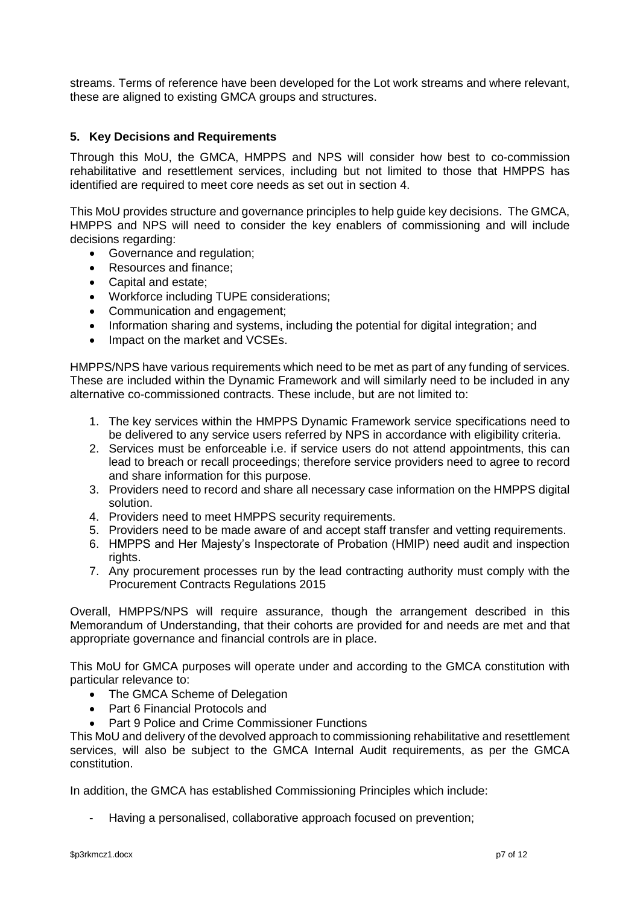streams. Terms of reference have been developed for the Lot work streams and where relevant, these are aligned to existing GMCA groups and structures.

## 5. Key Decisions and Requirements

Through this MoU, the GMCA, HMPPS and NPS will consider how best to co-commission rehabilitative and resettlement services, including but not limited to those that HMPPS has identified are required to meet core needs as set out in section 4.

This MoU provides structure and governance principles to help guide key decisions. The GMCA, HMPPS and NPS will need to consider the key enablers of commissioning and will include decisions regarding:

- Governance and regulation;
- Resources and finance;
- Capital and estate;
- Workforce including TUPE considerations;
- Communication and engagement;
- Information sharing and systems, including the potential for digital integration; and
- Impact on the market and VCSEs.

HMPPS/NPS have various requirements which need to be met as part of any funding of services. These are included within the Dynamic Framework and will similarly need to be included in any alternative co-commissioned contracts. These include, but are not limited to:

1. The key services within the HMPPS Dynamic Framework service specifications need to be delivered to any service users referred by NPS in accordance with eligibility criteria.
2. Services must be enforceable i.e. if service users do not attend appointments, this can lead to breach or recall proceedings; therefore service providers need to agree to record and share information for this purpose.
3. Providers need to record and share all necessary case information on the HMPPS digital solution.
4. Providers need to meet HMPPS security requirements.
5. Providers need to be made aware of and accept staff transfer and vetting requirements.
6. HMPPS and Her Majesty's Inspectorate of Probation (HMIP) need audit and inspection rights.
7. Any procurement processes run by the lead contracting authority must comply with the Procurement Contracts Regulations 2015

Overall, HMPPS/NPS will require assurance, though the arrangement described in this Memorandum of Understanding, that their cohorts are provided for and needs are met and that appropriate governance and financial controls are in place.

This MoU for GMCA purposes will operate under and according to the GMCA constitution with particular relevance to:

- The GMCA Scheme of Delegation
- Part 6 Financial Protocols and
- Part 9 Police and Crime Commissioner Functions

This MoU and delivery of the devolved approach to commissioning rehabilitative and resettlement services, will also be subject to the GMCA Internal Audit requirements, as per the GMCA constitution.

In addition, the GMCA has established Commissioning Principles which include:

- Having a personalised, collaborative approach focused on prevention;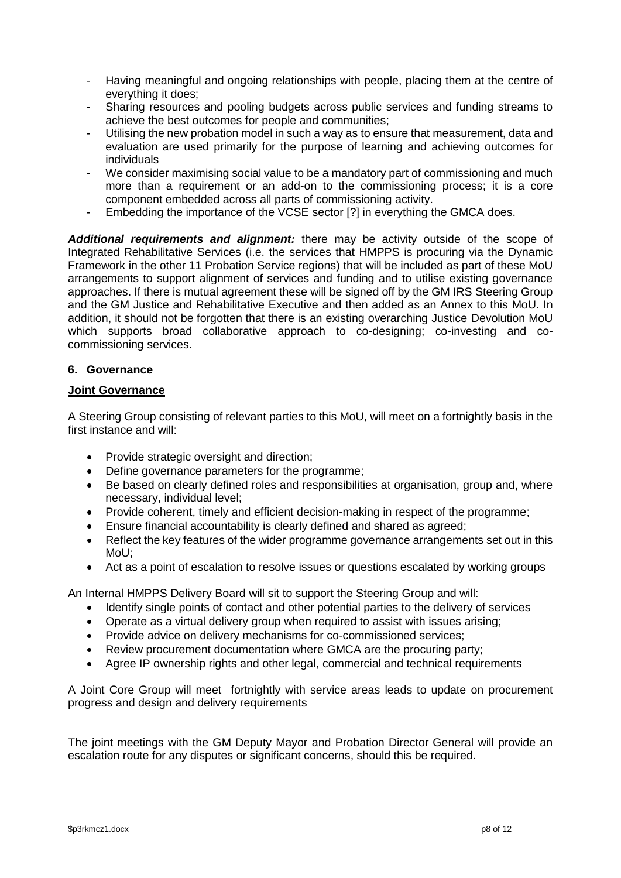- Having meaningful and ongoing relationships with people, placing them at the centre of everything it does;
- Sharing resources and pooling budgets across public services and funding streams to achieve the best outcomes for people and communities;
- Utilising the new probation model in such a way as to ensure that measurement, data and evaluation are used primarily for the purpose of learning and achieving outcomes for individuals
- We consider maximising social value to be a mandatory part of commissioning and much more than a requirement or an add-on to the commissioning process; it is a core component embedded across all parts of commissioning activity.
- Embedding the importance of the VCSE sector [?] in everything the GMCA does.

***Additional requirements and alignment:*** there may be activity outside of the scope of Integrated Rehabilitative Services (i.e. the services that HMPPS is procuring via the Dynamic Framework in the other 11 Probation Service regions) that will be included as part of these MoU arrangements to support alignment of services and funding and to utilise existing governance approaches. If there is mutual agreement these will be signed off by the GM IRS Steering Group and the GM Justice and Rehabilitative Executive and then added as an Annex to this MoU. In addition, it should not be forgotten that there is an existing overarching Justice Devolution MoU which supports broad collaborative approach to co-designing; co-investing and co-commissioning services.

## 6. Governance

### Joint Governance

A Steering Group consisting of relevant parties to this MoU, will meet on a fortnightly basis in the first instance and will:

- Provide strategic oversight and direction;
- Define governance parameters for the programme;
- Be based on clearly defined roles and responsibilities at organisation, group and, where necessary, individual level;
- Provide coherent, timely and efficient decision-making in respect of the programme;
- Ensure financial accountability is clearly defined and shared as agreed;
- Reflect the key features of the wider programme governance arrangements set out in this MoU;
- Act as a point of escalation to resolve issues or questions escalated by working groups

An Internal HMPPS Delivery Board will sit to support the Steering Group and will:

- Identify single points of contact and other potential parties to the delivery of services
- Operate as a virtual delivery group when required to assist with issues arising;
- Provide advice on delivery mechanisms for co-commissioned services;
- Review procurement documentation where GMCA are the procuring party;
- Agree IP ownership rights and other legal, commercial and technical requirements

A Joint Core Group will meet fortnightly with service areas leads to update on procurement progress and design and delivery requirements

The joint meetings with the GM Deputy Mayor and Probation Director General will provide an escalation route for any disputes or significant concerns, should this be required.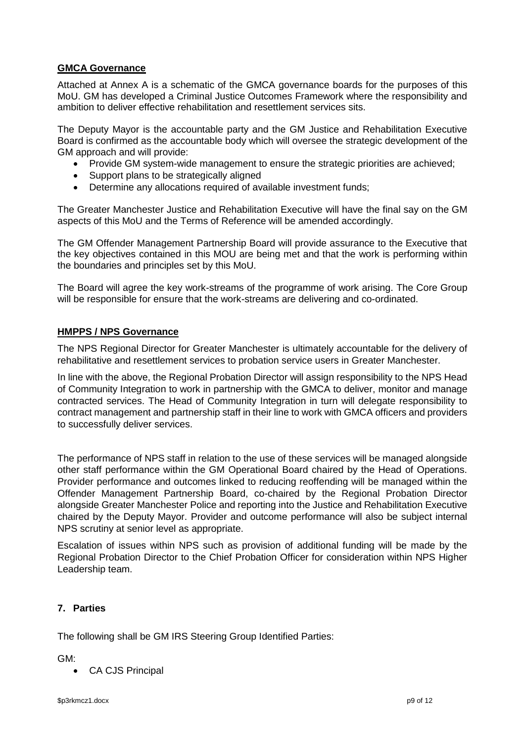**GMCA Governance**

Attached at Annex A is a schematic of the GMCA governance boards for the purposes of this MoU. GM has developed a Criminal Justice Outcomes Framework where the responsibility and ambition to deliver effective rehabilitation and resettlement services sits.

The Deputy Mayor is the accountable party and the GM Justice and Rehabilitation Executive Board is confirmed as the accountable body which will oversee the strategic development of the GM approach and will provide:

- Provide GM system-wide management to ensure the strategic priorities are achieved;
- Support plans to be strategically aligned
- Determine any allocations required of available investment funds;

The Greater Manchester Justice and Rehabilitation Executive will have the final say on the GM aspects of this MoU and the Terms of Reference will be amended accordingly.

The GM Offender Management Partnership Board will provide assurance to the Executive that the key objectives contained in this MOU are being met and that the work is performing within the boundaries and principles set by this MoU.

The Board will agree the key work-streams of the programme of work arising. The Core Group will be responsible for ensure that the work-streams are delivering and co-ordinated.

**HMPPS / NPS Governance**

The NPS Regional Director for Greater Manchester is ultimately accountable for the delivery of rehabilitative and resettlement services to probation service users in Greater Manchester.

In line with the above, the Regional Probation Director will assign responsibility to the NPS Head of Community Integration to work in partnership with the GMCA to deliver, monitor and manage contracted services. The Head of Community Integration in turn will delegate responsibility to contract management and partnership staff in their line to work with GMCA officers and providers to successfully deliver services.

The performance of NPS staff in relation to the use of these services will be managed alongside other staff performance within the GM Operational Board chaired by the Head of Operations. Provider performance and outcomes linked to reducing reoffending will be managed within the Offender Management Partnership Board, co-chaired by the Regional Probation Director alongside Greater Manchester Police and reporting into the Justice and Rehabilitation Executive chaired by the Deputy Mayor. Provider and outcome performance will also be subject internal NPS scrutiny at senior level as appropriate.

Escalation of issues within NPS such as provision of additional funding will be made by the Regional Probation Director to the Chief Probation Officer for consideration within NPS Higher Leadership team.

## 7. Parties

The following shall be GM IRS Steering Group Identified Parties:

GM:

- CA CJS Principal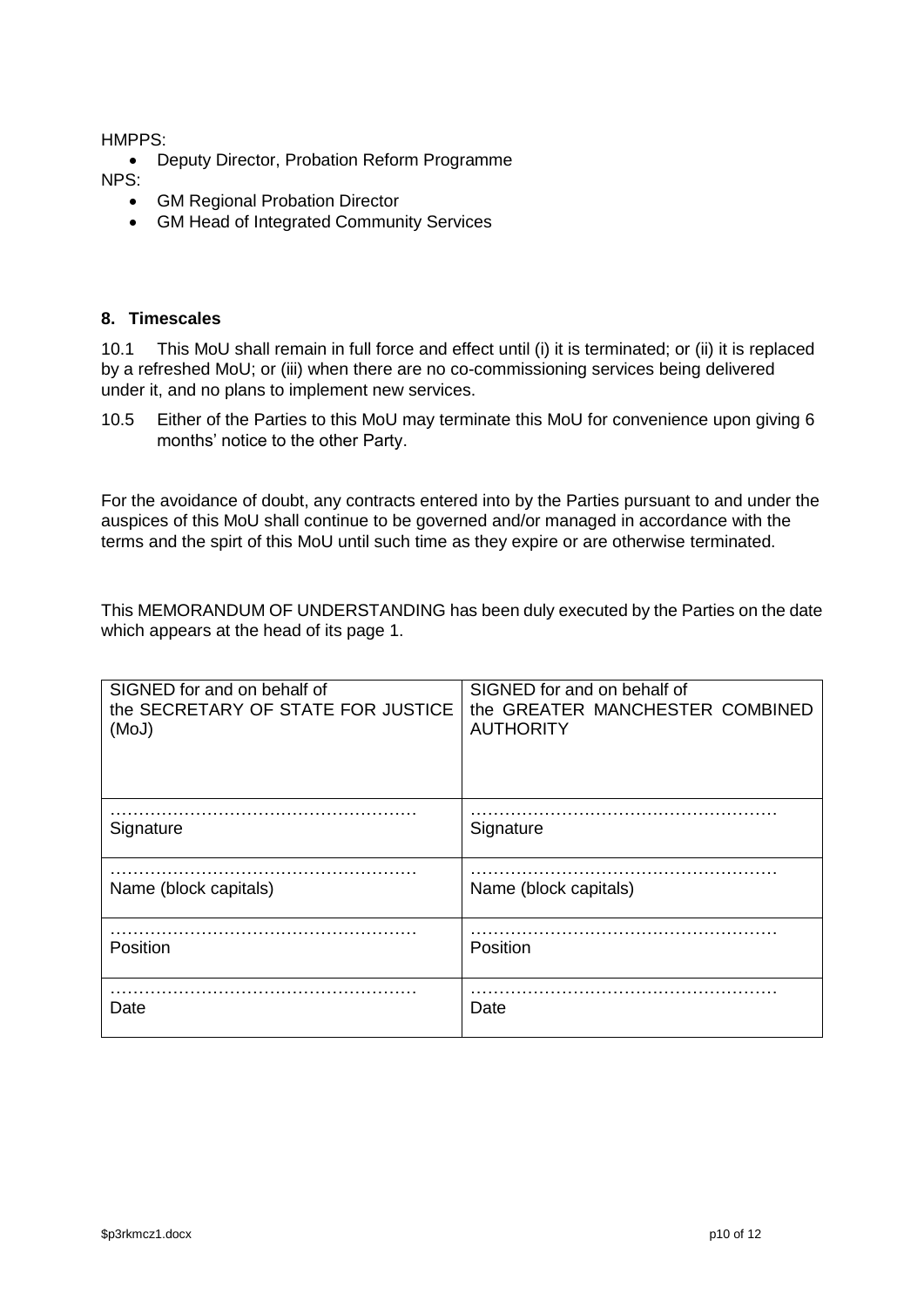HMPPS:

- Deputy Director, Probation Reform Programme

NPS:

- GM Regional Probation Director
- GM Head of Integrated Community Services

### 8. Timescales

10.1 This MoU shall remain in full force and effect until (i) it is terminated; or (ii) it is replaced by a refreshed MoU; or (iii) when there are no co-commissioning services being delivered under it, and no plans to implement new services.

10.5 Either of the Parties to this MoU may terminate this MoU for convenience upon giving 6 months' notice to the other Party.

For the avoidance of doubt, any contracts entered into by the Parties pursuant to and under the auspices of this MoU shall continue to be governed and/or managed in accordance with the terms and the spirt of this MoU until such time as they expire or are otherwise terminated.

This MEMORANDUM OF UNDERSTANDING has been duly executed by the Parties on the date which appears at the head of its page 1.

| SIGNED for and on behalf of the SECRETARY OF STATE FOR JUSTICE (MoJ) | SIGNED for and on behalf of the GREATER MANCHESTER COMBINED AUTHORITY |
|---|---|
| ……………………………………………<br>Signature | ……………………………………………<br>Signature |
| ……………………………………………<br>Name (block capitals) | ……………………………………………<br>Name (block capitals) |
| ……………………………………………<br>Position | ……………………………………………<br>Position |
| ……………………………………………<br>Date | ……………………………………………<br>Date |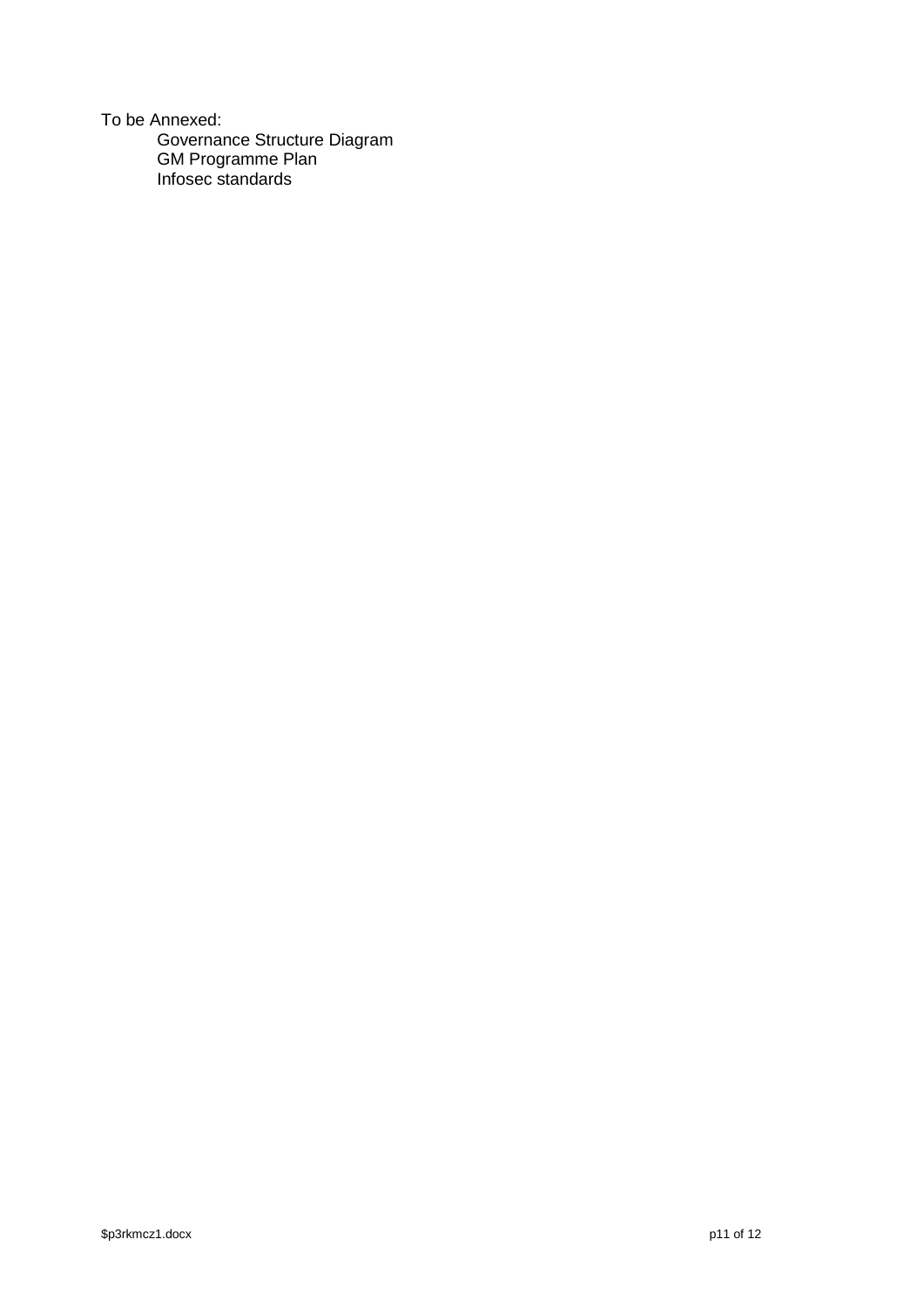To be Annexed:

- Governance Structure Diagram
- GM Programme Plan
- Infosec standards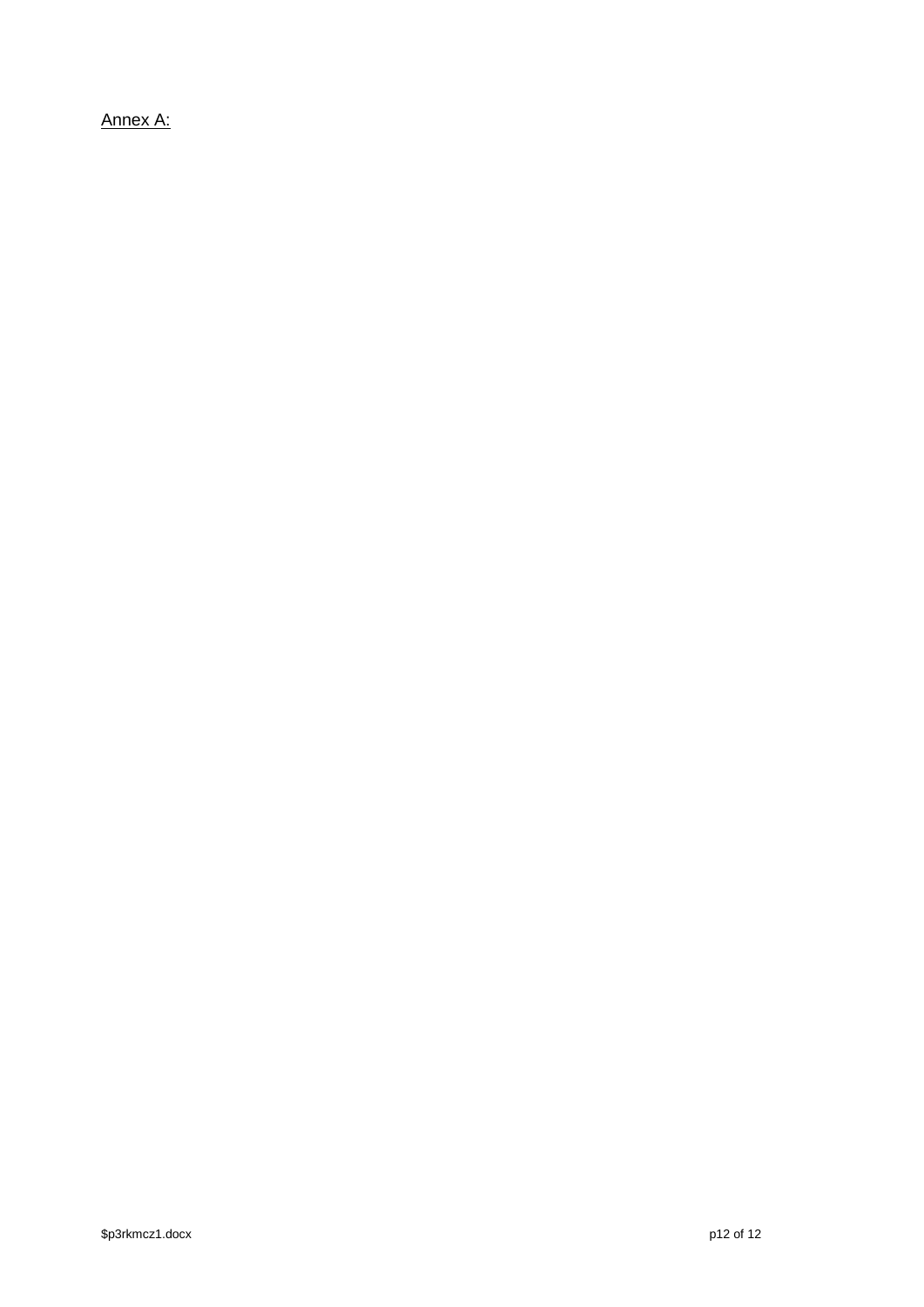Annex A: